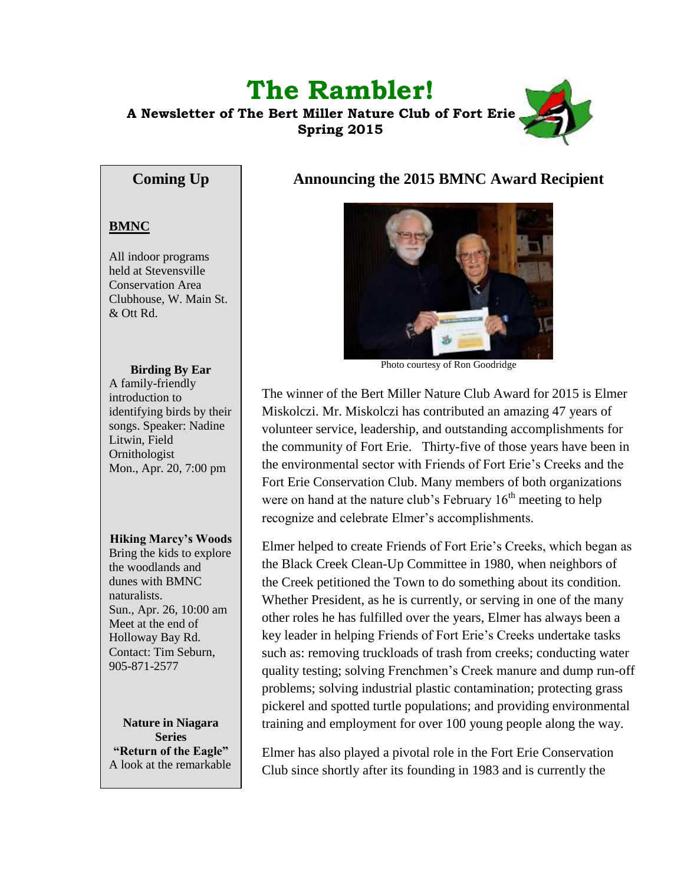# The Rambler!

**A Newsletter of The Bert Miller Nature Club of Fort Erie**
**Spring 2015**

## Coming Up

**BMNC**

All indoor programs held at Stevensville Conservation Area Clubhouse, W. Main St. & Ott Rd.

**Birding By Ear**
A family-friendly introduction to identifying birds by their songs. Speaker: Nadine Litwin, Field Ornithologist
Mon., Apr. 20, 7:00 pm

**Hiking Marcy's Woods**
Bring the kids to explore the woodlands and dunes with BMNC naturalists.
Sun., Apr. 26, 10:00 am
Meet at the end of Holloway Bay Rd.
Contact: Tim Seburn, 905-871-2577

**Nature in Niagara Series**
**"Return of the Eagle"**
A look at the remarkable

## Announcing the 2015 BMNC Award Recipient

Photo courtesy of Ron Goodridge

The winner of the Bert Miller Nature Club Award for 2015 is Elmer Miskolczi. Mr. Miskolczi has contributed an amazing 47 years of volunteer service, leadership, and outstanding accomplishments for the community of Fort Erie. Thirty-five of those years have been in the environmental sector with Friends of Fort Erie's Creeks and the Fort Erie Conservation Club. Many members of both organizations were on hand at the nature club's February 16th meeting to help recognize and celebrate Elmer's accomplishments.

Elmer helped to create Friends of Fort Erie's Creeks, which began as the Black Creek Clean-Up Committee in 1980, when neighbors of the Creek petitioned the Town to do something about its condition. Whether President, as he is currently, or serving in one of the many other roles he has fulfilled over the years, Elmer has always been a key leader in helping Friends of Fort Erie's Creeks undertake tasks such as: removing truckloads of trash from creeks; conducting water quality testing; solving Frenchmen's Creek manure and dump run-off problems; solving industrial plastic contamination; protecting grass pickerel and spotted turtle populations; and providing environmental training and employment for over 100 young people along the way.

Elmer has also played a pivotal role in the Fort Erie Conservation Club since shortly after its founding in 1983 and is currently the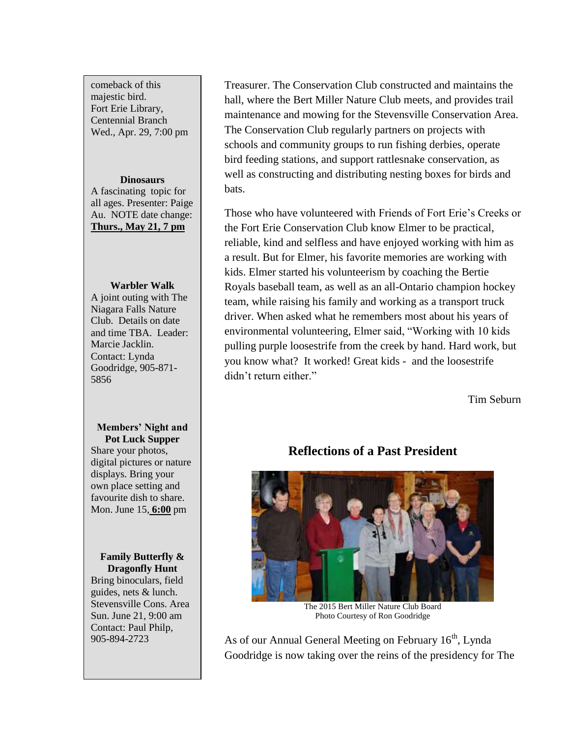comeback of this majestic bird.
Fort Erie Library, Centennial Branch
Wed., Apr. 29, 7:00 pm

**Dinosaurs**

A fascinating topic for all ages. Presenter: Paige Au. NOTE date change: **Thurs., May 21, 7 pm**

**Warbler Walk**

A joint outing with The Niagara Falls Nature Club. Details on date and time TBA. Leader: Marcie Jacklin. Contact: Lynda Goodridge, 905-871-5856

**Members' Night and Pot Luck Supper**

Share your photos, digital pictures or nature displays. Bring your own place setting and favourite dish to share.
Mon. June 15, **6:00** pm

**Family Butterfly & Dragonfly Hunt**

Bring binoculars, field guides, nets & lunch.
Stevensville Cons. Area
Sun. June 21, 9:00 am
Contact: Paul Philp, 905-894-2723

Treasurer. The Conservation Club constructed and maintains the hall, where the Bert Miller Nature Club meets, and provides trail maintenance and mowing for the Stevensville Conservation Area. The Conservation Club regularly partners on projects with schools and community groups to run fishing derbies, operate bird feeding stations, and support rattlesnake conservation, as well as constructing and distributing nesting boxes for birds and bats.

Those who have volunteered with Friends of Fort Erie's Creeks or the Fort Erie Conservation Club know Elmer to be practical, reliable, kind and selfless and have enjoyed working with him as a result. But for Elmer, his favorite memories are working with kids. Elmer started his volunteerism by coaching the Bertie Royals baseball team, as well as an all-Ontario champion hockey team, while raising his family and working as a transport truck driver. When asked what he remembers most about his years of environmental volunteering, Elmer said, "Working with 10 kids pulling purple loosestrife from the creek by hand. Hard work, but you know what? It worked! Great kids - and the loosestrife didn't return either."

Tim Seburn

## Reflections of a Past President

The 2015 Bert Miller Nature Club Board
Photo Courtesy of Ron Goodridge

As of our Annual General Meeting on February 16th, Lynda Goodridge is now taking over the reins of the presidency for The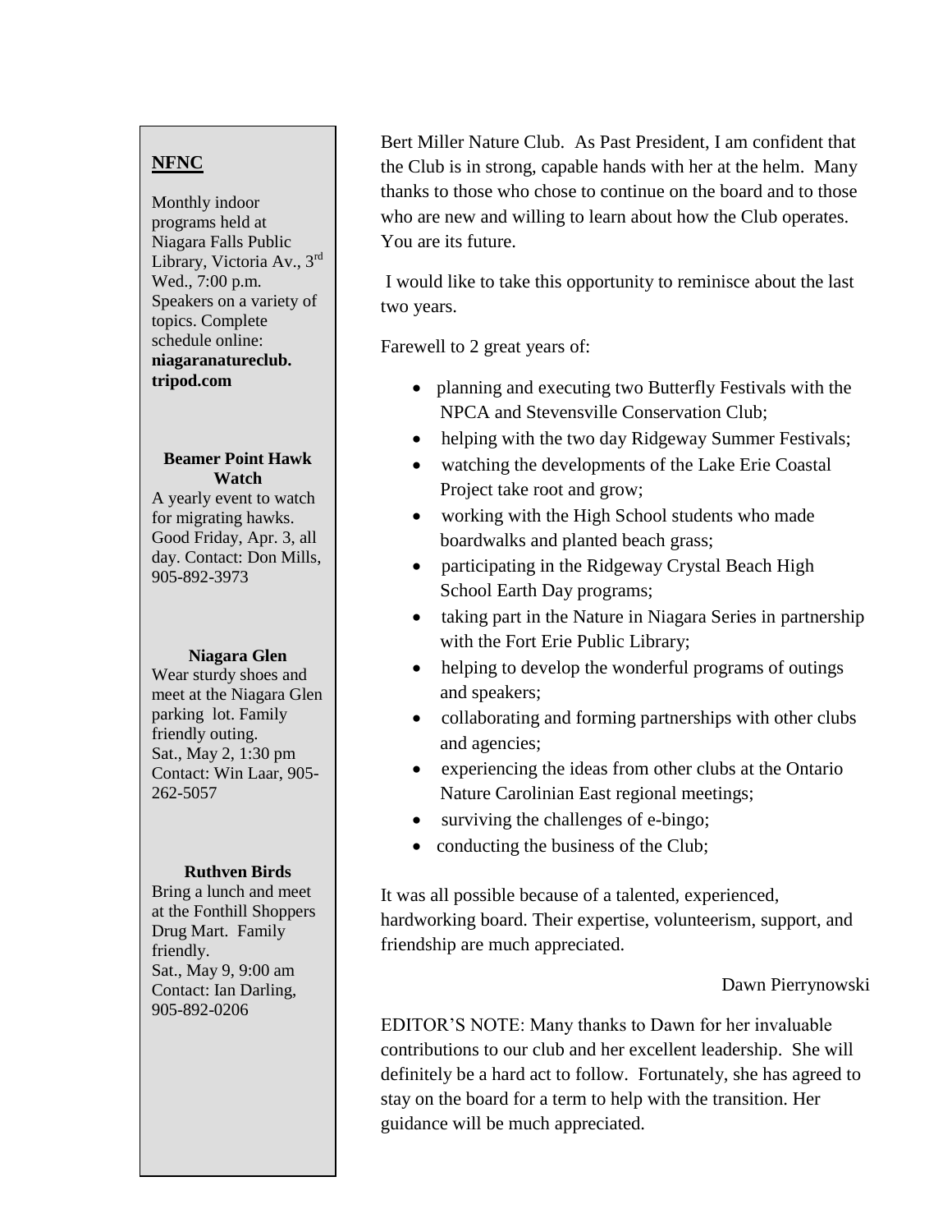## NFNC

Monthly indoor programs held at Niagara Falls Public Library, Victoria Av., 3rd Wed., 7:00 p.m. Speakers on a variety of topics. Complete schedule online: **niagaranatureclub.tripod.com**

**Beamer Point Hawk Watch**

A yearly event to watch for migrating hawks. Good Friday, Apr. 3, all day. Contact: Don Mills, 905-892-3973

**Niagara Glen**

Wear sturdy shoes and meet at the Niagara Glen parking lot. Family friendly outing.
Sat., May 2, 1:30 pm
Contact: Win Laar, 905-262-5057

**Ruthven Birds**

Bring a lunch and meet at the Fonthill Shoppers Drug Mart. Family friendly.
Sat., May 9, 9:00 am
Contact: Ian Darling, 905-892-0206

Bert Miller Nature Club. As Past President, I am confident that the Club is in strong, capable hands with her at the helm. Many thanks to those who chose to continue on the board and to those who are new and willing to learn about how the Club operates. You are its future.

I would like to take this opportunity to reminisce about the last two years.

Farewell to 2 great years of:

- planning and executing two Butterfly Festivals with the NPCA and Stevensville Conservation Club;
- helping with the two day Ridgeway Summer Festivals;
- watching the developments of the Lake Erie Coastal Project take root and grow;
- working with the High School students who made boardwalks and planted beach grass;
- participating in the Ridgeway Crystal Beach High School Earth Day programs;
- taking part in the Nature in Niagara Series in partnership with the Fort Erie Public Library;
- helping to develop the wonderful programs of outings and speakers;
- collaborating and forming partnerships with other clubs and agencies;
- experiencing the ideas from other clubs at the Ontario Nature Carolinian East regional meetings;
- surviving the challenges of e-bingo;
- conducting the business of the Club;

It was all possible because of a talented, experienced, hardworking board. Their expertise, volunteerism, support, and friendship are much appreciated.

Dawn Pierrynowski

EDITOR'S NOTE: Many thanks to Dawn for her invaluable contributions to our club and her excellent leadership. She will definitely be a hard act to follow. Fortunately, she has agreed to stay on the board for a term to help with the transition. Her guidance will be much appreciated.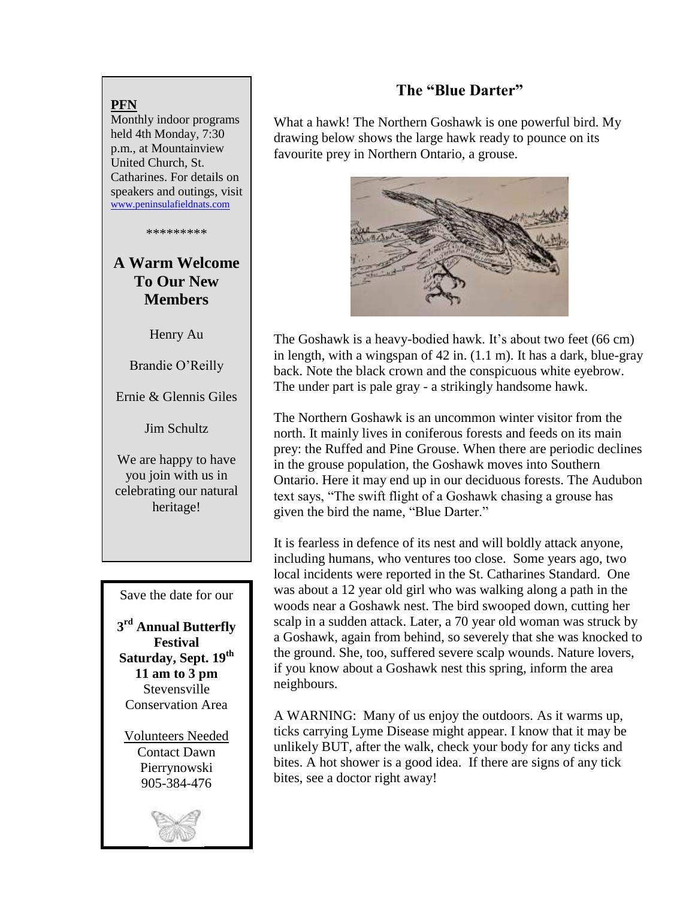**PFN**

Monthly indoor programs held 4th Monday, 7:30 p.m., at Mountainview United Church, St. Catharines. For details on speakers and outings, visit www.peninsulafieldnats.com

*********

## A Warm Welcome To Our New Members

Henry Au

Brandie O'Reilly

Ernie & Glennis Giles

Jim Schultz

We are happy to have you join with us in celebrating our natural heritage!

Save the date for our

**3rd Annual Butterfly Festival**
**Saturday, Sept. 19th**
**11 am to 3 pm**
Stevensville Conservation Area

Volunteers Needed
Contact Dawn Pierrynowski
905-384-476

## The "Blue Darter"

What a hawk! The Northern Goshawk is one powerful bird. My drawing below shows the large hawk ready to pounce on its favourite prey in Northern Ontario, a grouse.

The Goshawk is a heavy-bodied hawk. It's about two feet (66 cm) in length, with a wingspan of 42 in. (1.1 m). It has a dark, blue-gray back. Note the black crown and the conspicuous white eyebrow. The under part is pale gray - a strikingly handsome hawk.

The Northern Goshawk is an uncommon winter visitor from the north. It mainly lives in coniferous forests and feeds on its main prey: the Ruffed and Pine Grouse. When there are periodic declines in the grouse population, the Goshawk moves into Southern Ontario. Here it may end up in our deciduous forests. The Audubon text says, "The swift flight of a Goshawk chasing a grouse has given the bird the name, "Blue Darter."

It is fearless in defence of its nest and will boldly attack anyone, including humans, who ventures too close. Some years ago, two local incidents were reported in the St. Catharines Standard. One was about a 12 year old girl who was walking along a path in the woods near a Goshawk nest. The bird swooped down, cutting her scalp in a sudden attack. Later, a 70 year old woman was struck by a Goshawk, again from behind, so severely that she was knocked to the ground. She, too, suffered severe scalp wounds. Nature lovers, if you know about a Goshawk nest this spring, inform the area neighbours.

A WARNING: Many of us enjoy the outdoors. As it warms up, ticks carrying Lyme Disease might appear. I know that it may be unlikely BUT, after the walk, check your body for any ticks and bites. A hot shower is a good idea. If there are signs of any tick bites, see a doctor right away!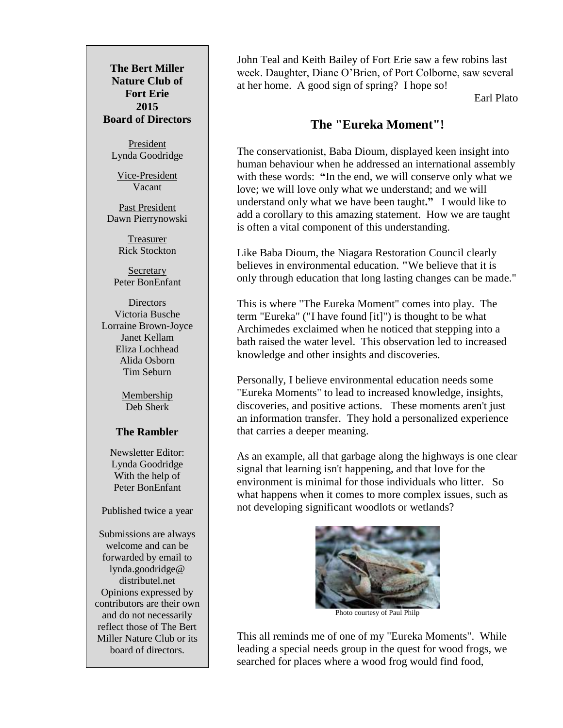**The Bert Miller Nature Club of Fort Erie 2015 Board of Directors**

President
Lynda Goodridge

Vice-President
Vacant

Past President
Dawn Pierrynowski

Treasurer
Rick Stockton

Secretary
Peter BonEnfant

Directors
Victoria Busche
Lorraine Brown-Joyce
Janet Kellam
Eliza Lochhead
Alida Osborn
Tim Seburn

Membership
Deb Sherk

**The Rambler**

Newsletter Editor: Lynda Goodridge With the help of Peter BonEnfant

Published twice a year

Submissions are always welcome and can be forwarded by email to lynda.goodridge@distributel.net
Opinions expressed by contributors are their own and do not necessarily reflect those of The Bert Miller Nature Club or its board of directors.

John Teal and Keith Bailey of Fort Erie saw a few robins last week. Daughter, Diane O'Brien, of Port Colborne, saw several at her home. A good sign of spring? I hope so!

Earl Plato

## The "Eureka Moment"!

The conservationist, Baba Dioum, displayed keen insight into human behaviour when he addressed an international assembly with these words: **"**In the end, we will conserve only what we love; we will love only what we understand; and we will understand only what we have been taught**."** I would like to add a corollary to this amazing statement. How we are taught is often a vital component of this understanding.

Like Baba Dioum, the Niagara Restoration Council clearly believes in environmental education. "We believe that it is only through education that long lasting changes can be made."

This is where "The Eureka Moment" comes into play. The term "Eureka" ("I have found [it]") is thought to be what Archimedes exclaimed when he noticed that stepping into a bath raised the water level. This observation led to increased knowledge and other insights and discoveries.

Personally, I believe environmental education needs some "Eureka Moments" to lead to increased knowledge, insights, discoveries, and positive actions. These moments aren't just an information transfer. They hold a personalized experience that carries a deeper meaning.

As an example, all that garbage along the highways is one clear signal that learning isn't happening, and that love for the environment is minimal for those individuals who litter. So what happens when it comes to more complex issues, such as not developing significant woodlots or wetlands?

Photo courtesy of Paul Philp

This all reminds me of one of my "Eureka Moments". While leading a special needs group in the quest for wood frogs, we searched for places where a wood frog would find food,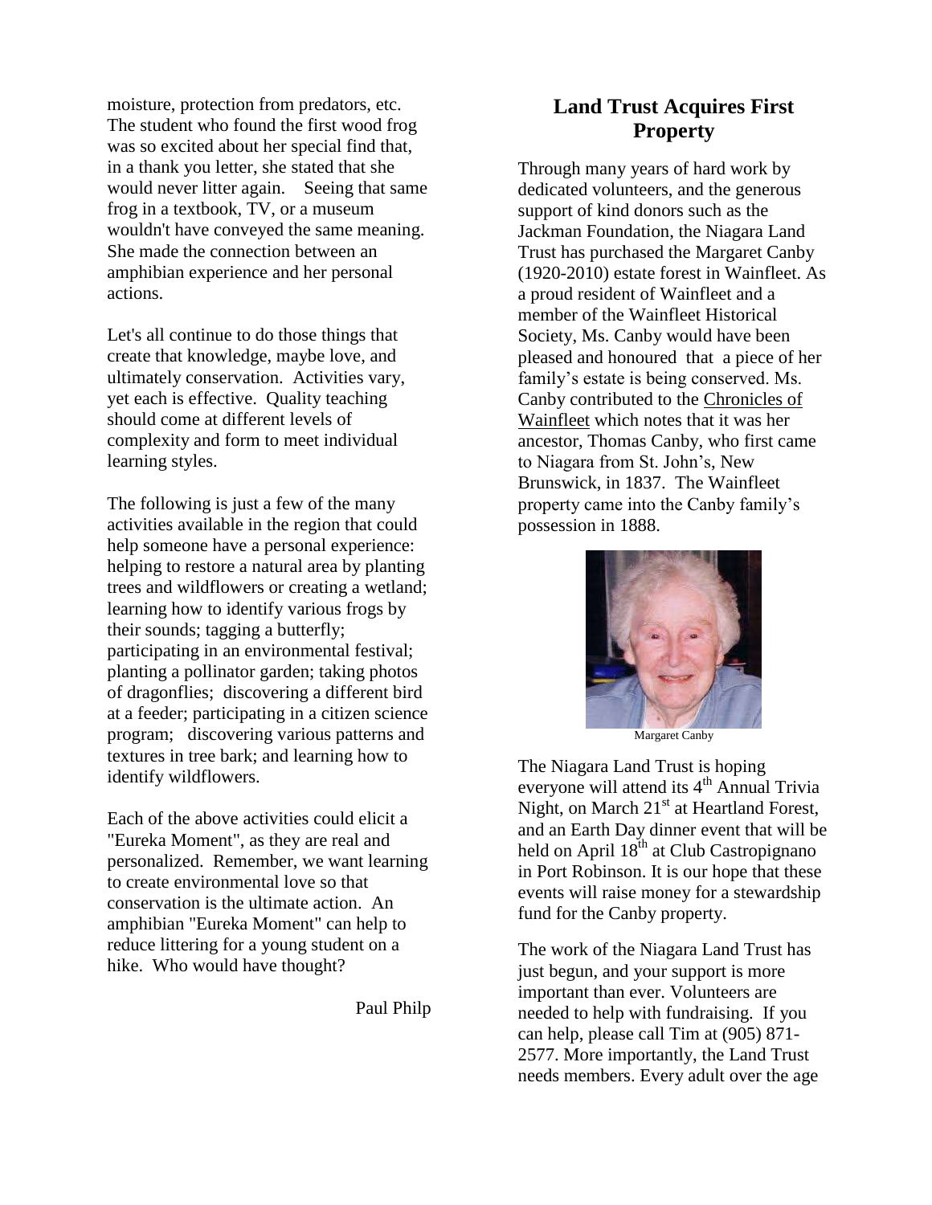moisture, protection from predators, etc. The student who found the first wood frog was so excited about her special find that, in a thank you letter, she stated that she would never litter again. Seeing that same frog in a textbook, TV, or a museum wouldn't have conveyed the same meaning. She made the connection between an amphibian experience and her personal actions.

Let's all continue to do those things that create that knowledge, maybe love, and ultimately conservation. Activities vary, yet each is effective. Quality teaching should come at different levels of complexity and form to meet individual learning styles.

The following is just a few of the many activities available in the region that could help someone have a personal experience: helping to restore a natural area by planting trees and wildflowers or creating a wetland; learning how to identify various frogs by their sounds; tagging a butterfly; participating in an environmental festival; planting a pollinator garden; taking photos of dragonflies; discovering a different bird at a feeder; participating in a citizen science program; discovering various patterns and textures in tree bark; and learning how to identify wildflowers.

Each of the above activities could elicit a "Eureka Moment", as they are real and personalized. Remember, we want learning to create environmental love so that conservation is the ultimate action. An amphibian "Eureka Moment" can help to reduce littering for a young student on a hike. Who would have thought?

Paul Philp

## Land Trust Acquires First Property

Through many years of hard work by dedicated volunteers, and the generous support of kind donors such as the Jackman Foundation, the Niagara Land Trust has purchased the Margaret Canby (1920-2010) estate forest in Wainfleet. As a proud resident of Wainfleet and a member of the Wainfleet Historical Society, Ms. Canby would have been pleased and honoured that a piece of her family's estate is being conserved. Ms. Canby contributed to the Chronicles of Wainfleet which notes that it was her ancestor, Thomas Canby, who first came to Niagara from St. John's, New Brunswick, in 1837. The Wainfleet property came into the Canby family's possession in 1888.

Margaret Canby

The Niagara Land Trust is hoping everyone will attend its 4th Annual Trivia Night, on March 21st at Heartland Forest, and an Earth Day dinner event that will be held on April 18th at Club Castropignano in Port Robinson. It is our hope that these events will raise money for a stewardship fund for the Canby property.

The work of the Niagara Land Trust has just begun, and your support is more important than ever. Volunteers are needed to help with fundraising. If you can help, please call Tim at (905) 871-2577. More importantly, the Land Trust needs members. Every adult over the age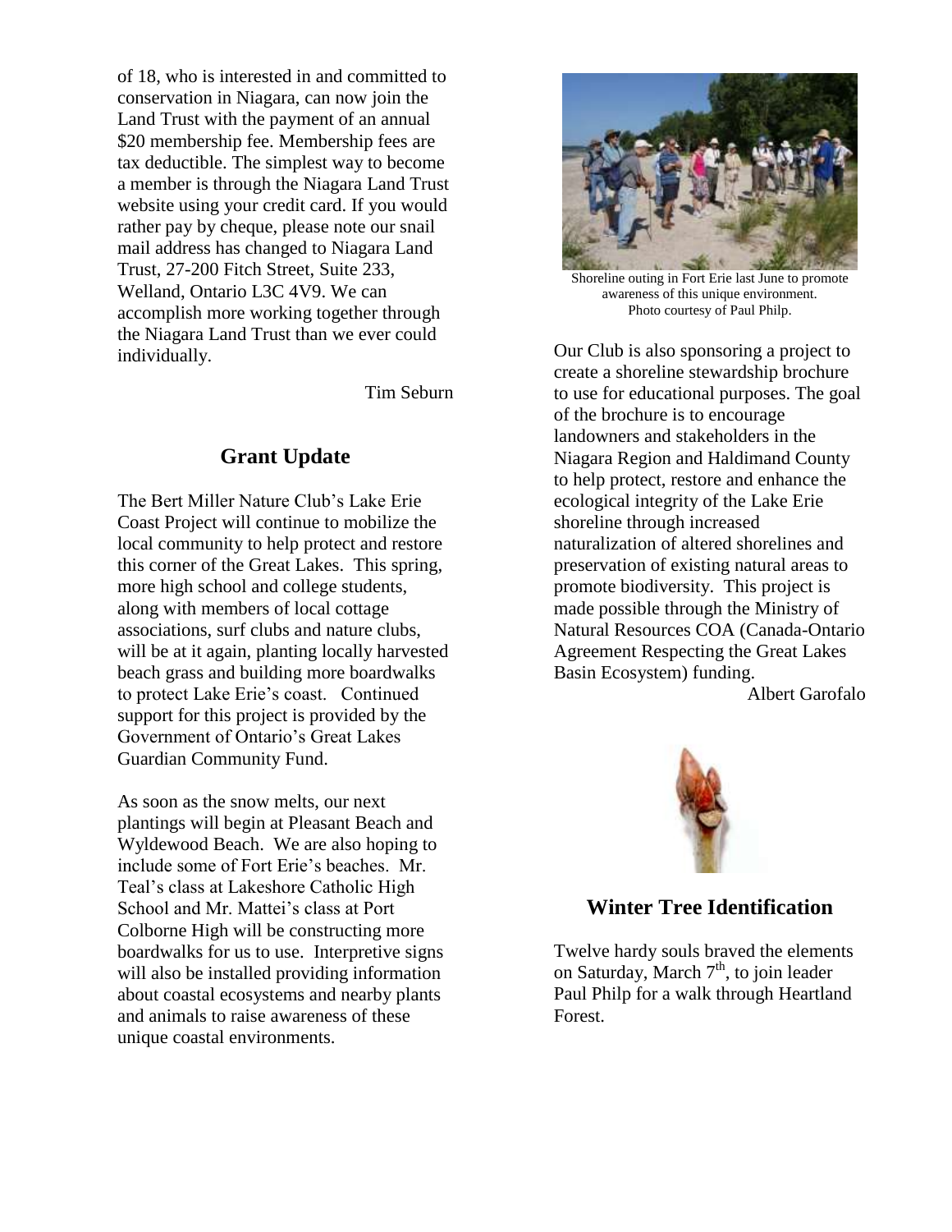of 18, who is interested in and committed to conservation in Niagara, can now join the Land Trust with the payment of an annual $20 membership fee. Membership fees are tax deductible. The simplest way to become a member is through the Niagara Land Trust website using your credit card. If you would rather pay by cheque, please note our snail mail address has changed to Niagara Land Trust, 27-200 Fitch Street, Suite 233, Welland, Ontario L3C 4V9. We can accomplish more working together through the Niagara Land Trust than we ever could individually.

Tim Seburn

## Grant Update

The Bert Miller Nature Club's Lake Erie Coast Project will continue to mobilize the local community to help protect and restore this corner of the Great Lakes. This spring, more high school and college students, along with members of local cottage associations, surf clubs and nature clubs, will be at it again, planting locally harvested beach grass and building more boardwalks to protect Lake Erie's coast. Continued support for this project is provided by the Government of Ontario's Great Lakes Guardian Community Fund.

As soon as the snow melts, our next plantings will begin at Pleasant Beach and Wyldewood Beach. We are also hoping to include some of Fort Erie's beaches. Mr. Teal's class at Lakeshore Catholic High School and Mr. Mattei's class at Port Colborne High will be constructing more boardwalks for us to use. Interpretive signs will also be installed providing information about coastal ecosystems and nearby plants and animals to raise awareness of these unique coastal environments.

Shoreline outing in Fort Erie last June to promote awareness of this unique environment. Photo courtesy of Paul Philp.

Our Club is also sponsoring a project to create a shoreline stewardship brochure to use for educational purposes. The goal of the brochure is to encourage landowners and stakeholders in the Niagara Region and Haldimand County to help protect, restore and enhance the ecological integrity of the Lake Erie shoreline through increased naturalization of altered shorelines and preservation of existing natural areas to promote biodiversity. This project is made possible through the Ministry of Natural Resources COA (Canada-Ontario Agreement Respecting the Great Lakes Basin Ecosystem) funding.

Albert Garofalo

## Winter Tree Identification

Twelve hardy souls braved the elements on Saturday, March 7th, to join leader Paul Philp for a walk through Heartland Forest.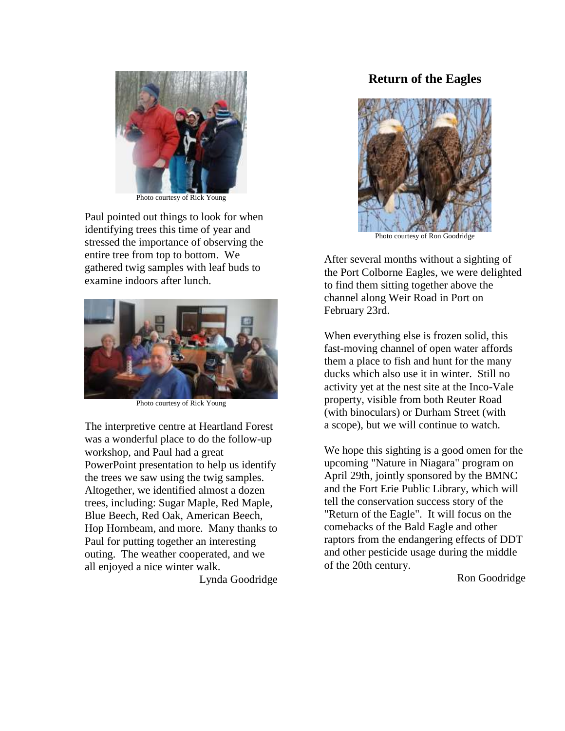Photo courtesy of Rick Young

Paul pointed out things to look for when identifying trees this time of year and stressed the importance of observing the entire tree from top to bottom. We gathered twig samples with leaf buds to examine indoors after lunch.

Photo courtesy of Rick Young

The interpretive centre at Heartland Forest was a wonderful place to do the follow-up workshop, and Paul had a great PowerPoint presentation to help us identify the trees we saw using the twig samples. Altogether, we identified almost a dozen trees, including: Sugar Maple, Red Maple, Blue Beech, Red Oak, American Beech, Hop Hornbeam, and more. Many thanks to Paul for putting together an interesting outing. The weather cooperated, and we all enjoyed a nice winter walk.

Lynda Goodridge

## Return of the Eagles

Photo courtesy of Ron Goodridge

After several months without a sighting of the Port Colborne Eagles, we were delighted to find them sitting together above the channel along Weir Road in Port on February 23rd.

When everything else is frozen solid, this fast-moving channel of open water affords them a place to fish and hunt for the many ducks which also use it in winter. Still no activity yet at the nest site at the Inco-Vale property, visible from both Reuter Road (with binoculars) or Durham Street (with a scope), but we will continue to watch.

We hope this sighting is a good omen for the upcoming "Nature in Niagara" program on April 29th, jointly sponsored by the BMNC and the Fort Erie Public Library, which will tell the conservation success story of the "Return of the Eagle". It will focus on the comebacks of the Bald Eagle and other raptors from the endangering effects of DDT and other pesticide usage during the middle of the 20th century.

Ron Goodridge